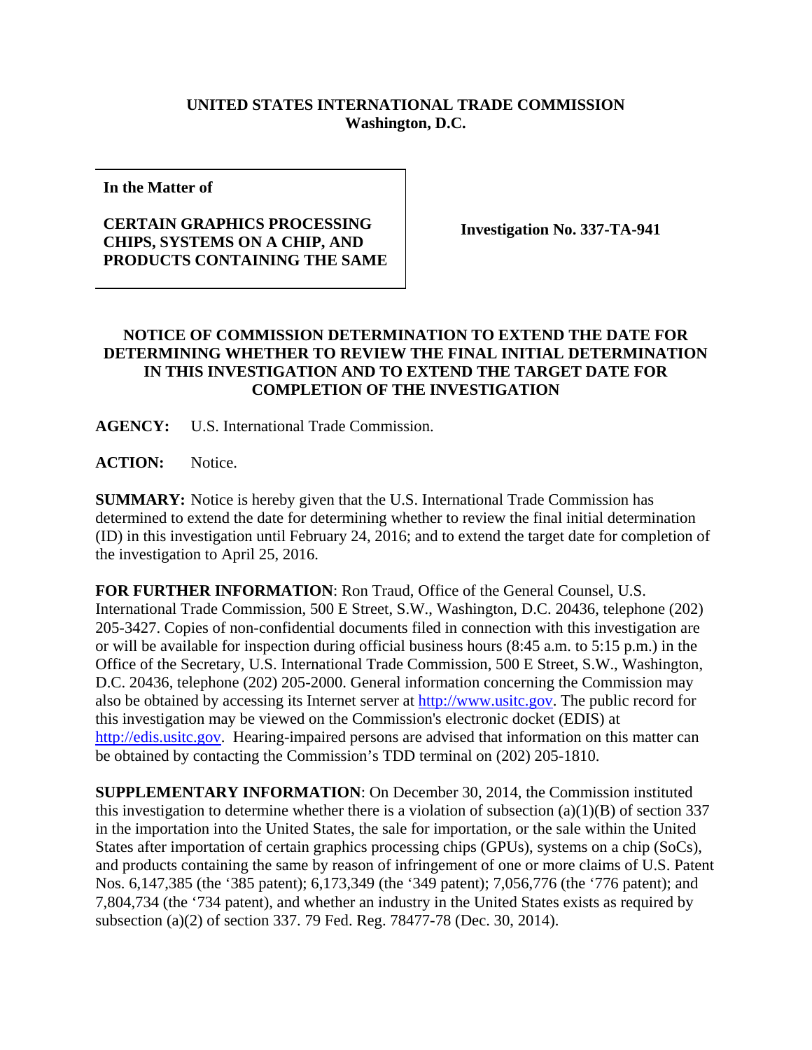**UNITED STATES INTERNATIONAL TRADE COMMISSION**
**Washington, D.C.**

**In the Matter of**

**CERTAIN GRAPHICS PROCESSING CHIPS, SYSTEMS ON A CHIP, AND PRODUCTS CONTAINING THE SAME**

**Investigation No. 337-TA-941**

## NOTICE OF COMMISSION DETERMINATION TO EXTEND THE DATE FOR DETERMINING WHETHER TO REVIEW THE FINAL INITIAL DETERMINATION IN THIS INVESTIGATION AND TO EXTEND THE TARGET DATE FOR COMPLETION OF THE INVESTIGATION

**AGENCY:** U.S. International Trade Commission.

**ACTION:** Notice.

**SUMMARY:** Notice is hereby given that the U.S. International Trade Commission has determined to extend the date for determining whether to review the final initial determination (ID) in this investigation until February 24, 2016; and to extend the target date for completion of the investigation to April 25, 2016.

**FOR FURTHER INFORMATION**: Ron Traud, Office of the General Counsel, U.S. International Trade Commission, 500 E Street, S.W., Washington, D.C. 20436, telephone (202) 205-3427. Copies of non-confidential documents filed in connection with this investigation are or will be available for inspection during official business hours (8:45 a.m. to 5:15 p.m.) in the Office of the Secretary, U.S. International Trade Commission, 500 E Street, S.W., Washington, D.C. 20436, telephone (202) 205-2000. General information concerning the Commission may also be obtained by accessing its Internet server at http://www.usitc.gov. The public record for this investigation may be viewed on the Commission's electronic docket (EDIS) at http://edis.usitc.gov. Hearing-impaired persons are advised that information on this matter can be obtained by contacting the Commission's TDD terminal on (202) 205-1810.

**SUPPLEMENTARY INFORMATION**: On December 30, 2014, the Commission instituted this investigation to determine whether there is a violation of subsection (a)(1)(B) of section 337 in the importation into the United States, the sale for importation, or the sale within the United States after importation of certain graphics processing chips (GPUs), systems on a chip (SoCs), and products containing the same by reason of infringement of one or more claims of U.S. Patent Nos. 6,147,385 (the '385 patent); 6,173,349 (the '349 patent); 7,056,776 (the '776 patent); and 7,804,734 (the '734 patent), and whether an industry in the United States exists as required by subsection (a)(2) of section 337. 79 Fed. Reg. 78477-78 (Dec. 30, 2014).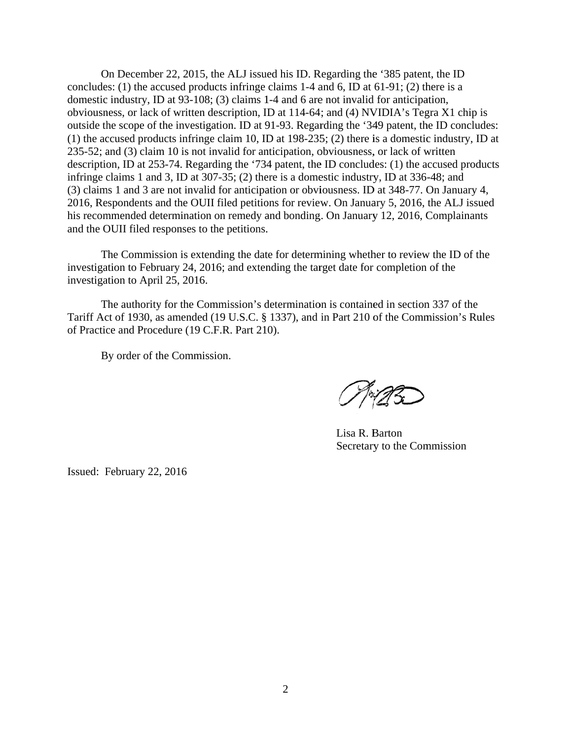On December 22, 2015, the ALJ issued his ID. Regarding the '385 patent, the ID concludes: (1) the accused products infringe claims 1-4 and 6, ID at 61-91; (2) there is a domestic industry, ID at 93-108; (3) claims 1-4 and 6 are not invalid for anticipation, obviousness, or lack of written description, ID at 114-64; and (4) NVIDIA's Tegra X1 chip is outside the scope of the investigation. ID at 91-93. Regarding the '349 patent, the ID concludes: (1) the accused products infringe claim 10, ID at 198-235; (2) there is a domestic industry, ID at 235-52; and (3) claim 10 is not invalid for anticipation, obviousness, or lack of written description, ID at 253-74. Regarding the '734 patent, the ID concludes: (1) the accused products infringe claims 1 and 3, ID at 307-35; (2) there is a domestic industry, ID at 336-48; and (3) claims 1 and 3 are not invalid for anticipation or obviousness. ID at 348-77. On January 4, 2016, Respondents and the OUII filed petitions for review. On January 5, 2016, the ALJ issued his recommended determination on remedy and bonding. On January 12, 2016, Complainants and the OUII filed responses to the petitions.

The Commission is extending the date for determining whether to review the ID of the investigation to February 24, 2016; and extending the target date for completion of the investigation to April 25, 2016.

The authority for the Commission's determination is contained in section 337 of the Tariff Act of 1930, as amended (19 U.S.C. § 1337), and in Part 210 of the Commission's Rules of Practice and Procedure (19 C.F.R. Part 210).

By order of the Commission.

Lisa R. Barton
Secretary to the Commission

Issued: February 22, 2016